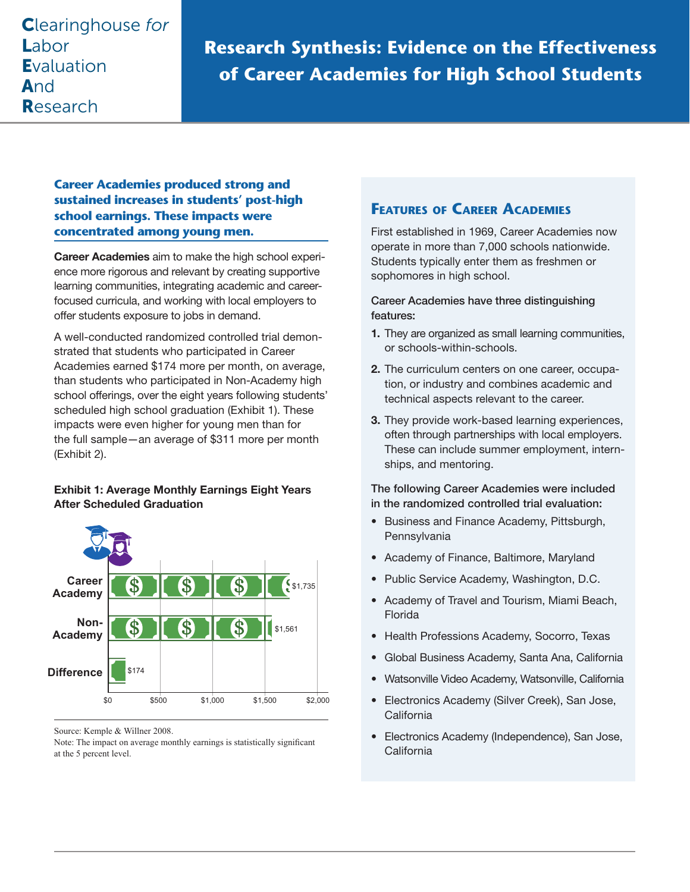Clearinghouse *for* Labor Evaluation And Research

# Research Synthesis: Evidence on the Effectiveness of Career Academies for High School Students

### Career Academies produced strong and sustained increases in students' post-high school earnings. These impacts were concentrated among young men.

**Career Academies** aim to make the high school experience more rigorous and relevant by creating supportive learning communities, integrating academic and career-focused curricula, and working with local employers to offer students exposure to jobs in demand.

A well-conducted randomized controlled trial demonstrated that students who participated in Career Academies earned $174 more per month, on average, than students who participated in Non-Academy high school offerings, over the eight years following students' scheduled high school graduation (Exhibit 1). These impacts were even higher for young men than for the full sample—an average of $311 more per month (Exhibit 2).

**Exhibit 1: Average Monthly Earnings Eight Years After Scheduled Graduation**

| | Average Monthly Earnings |
|---|---|
| Career Academy | $1,735 |
| Non-Academy | $1,561 |
| Difference | $174 |

Source: Kemple & Willner 2008.
Note: The impact on average monthly earnings is statistically significant at the 5 percent level.

## Features of Career Academies

First established in 1969, Career Academies now operate in more than 7,000 schools nationwide. Students typically enter them as freshmen or sophomores in high school.

Career Academies have three distinguishing features:

1. They are organized as small learning communities, or schools-within-schools.
2. The curriculum centers on one career, occupation, or industry and combines academic and technical aspects relevant to the career.
3. They provide work-based learning experiences, often through partnerships with local employers. These can include summer employment, internships, and mentoring.

The following Career Academies were included in the randomized controlled trial evaluation:

- Business and Finance Academy, Pittsburgh, Pennsylvania
- Academy of Finance, Baltimore, Maryland
- Public Service Academy, Washington, D.C.
- Academy of Travel and Tourism, Miami Beach, Florida
- Health Professions Academy, Socorro, Texas
- Global Business Academy, Santa Ana, California
- Watsonville Video Academy, Watsonville, California
- Electronics Academy (Silver Creek), San Jose, California
- Electronics Academy (Independence), San Jose, California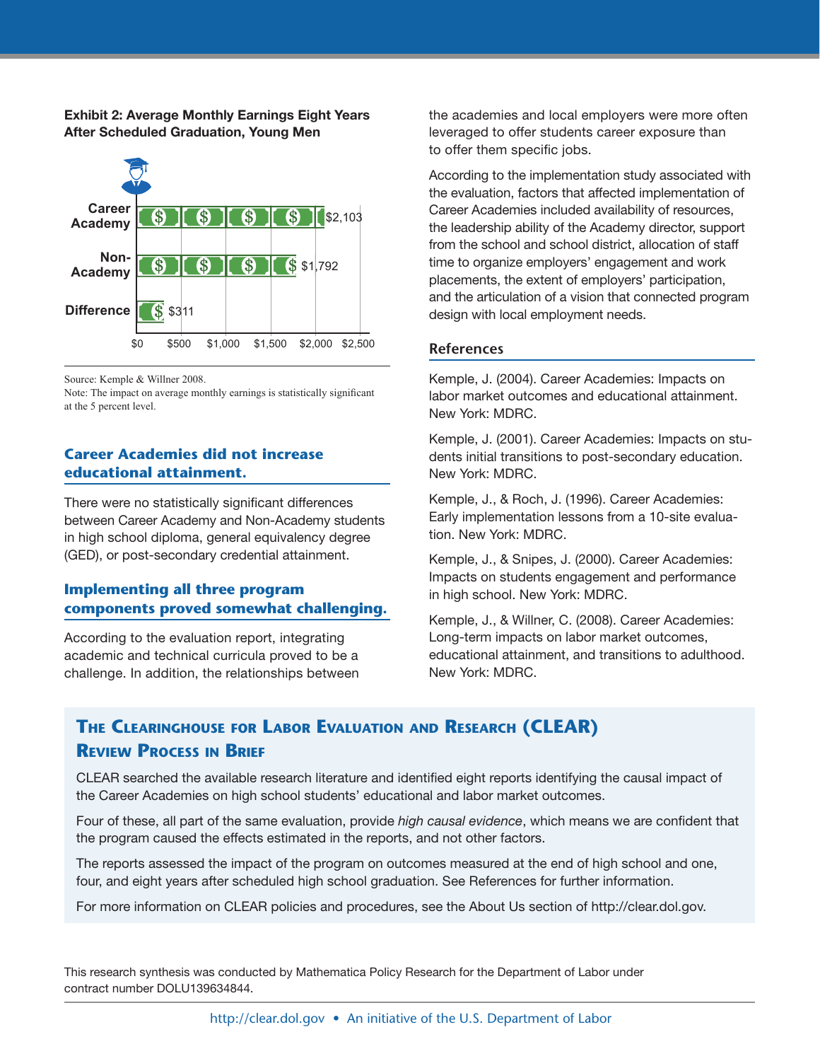**Exhibit 2: Average Monthly Earnings Eight Years After Scheduled Graduation, Young Men**

Career Academy
$2,103
Non-Academy
$1,792
Difference
$311
$0 $500 $1,000 $1,500 $2,000 $2,500

Source: Kemple & Willner 2008.
Note: The impact on average monthly earnings is statistically significant at the 5 percent level.

## Career Academies did not increase educational attainment.

There were no statistically significant differences between Career Academy and Non-Academy students in high school diploma, general equivalency degree (GED), or post-secondary credential attainment.

## Implementing all three program components proved somewhat challenging.

According to the evaluation report, integrating academic and technical curricula proved to be a challenge. In addition, the relationships between the academies and local employers were more often leveraged to offer students career exposure than to offer them specific jobs.

According to the implementation study associated with the evaluation, factors that affected implementation of Career Academies included availability of resources, the leadership ability of the Academy director, support from the school and school district, allocation of staff time to organize employers' engagement and work placements, the extent of employers' participation, and the articulation of a vision that connected program design with local employment needs.

## References

Kemple, J. (2004). Career Academies: Impacts on labor market outcomes and educational attainment. New York: MDRC.

Kemple, J. (2001). Career Academies: Impacts on students initial transitions to post-secondary education. New York: MDRC.

Kemple, J., & Roch, J. (1996). Career Academies: Early implementation lessons from a 10-site evaluation. New York: MDRC.

Kemple, J., & Snipes, J. (2000). Career Academies: Impacts on students engagement and performance in high school. New York: MDRC.

Kemple, J., & Willner, C. (2008). Career Academies: Long-term impacts on labor market outcomes, educational attainment, and transitions to adulthood. New York: MDRC.

## The Clearinghouse for Labor Evaluation and Research (CLEAR) Review Process in Brief

CLEAR searched the available research literature and identified eight reports identifying the causal impact of the Career Academies on high school students' educational and labor market outcomes.

Four of these, all part of the same evaluation, provide *high causal evidence*, which means we are confident that the program caused the effects estimated in the reports, and not other factors.

The reports assessed the impact of the program on outcomes measured at the end of high school and one, four, and eight years after scheduled high school graduation. See References for further information.

For more information on CLEAR policies and procedures, see the About Us section of http://clear.dol.gov.

This research synthesis was conducted by Mathematica Policy Research for the Department of Labor under contract number DOLU139634844.

http://clear.dol.gov • An initiative of the U.S. Department of Labor